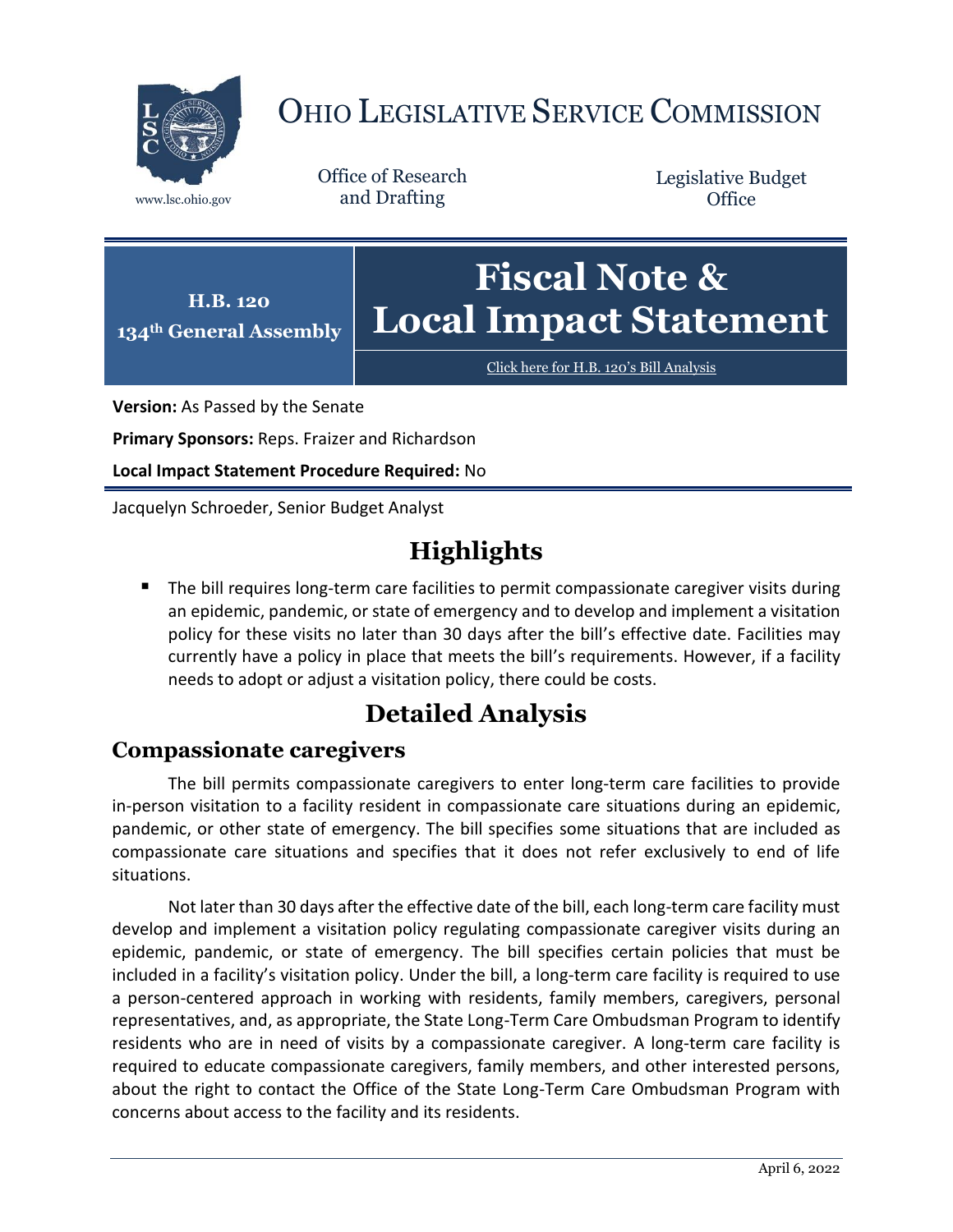# OHIO LEGISLATIVE SERVICE COMMISSION

www.lsc.ohio.gov

Office of Research and Drafting

Legislative Budget Office

**H.B. 120**
**134th General Assembly**

# Fiscal Note & Local Impact Statement

Click here for H.B. 120's Bill Analysis

**Version:** As Passed by the Senate

**Primary Sponsors:** Reps. Fraizer and Richardson

**Local Impact Statement Procedure Required:** No

Jacquelyn Schroeder, Senior Budget Analyst

## Highlights

- The bill requires long-term care facilities to permit compassionate caregiver visits during an epidemic, pandemic, or state of emergency and to develop and implement a visitation policy for these visits no later than 30 days after the bill's effective date. Facilities may currently have a policy in place that meets the bill's requirements. However, if a facility needs to adopt or adjust a visitation policy, there could be costs.

## Detailed Analysis

### Compassionate caregivers

The bill permits compassionate caregivers to enter long-term care facilities to provide in-person visitation to a facility resident in compassionate care situations during an epidemic, pandemic, or other state of emergency. The bill specifies some situations that are included as compassionate care situations and specifies that it does not refer exclusively to end of life situations.

Not later than 30 days after the effective date of the bill, each long-term care facility must develop and implement a visitation policy regulating compassionate caregiver visits during an epidemic, pandemic, or state of emergency. The bill specifies certain policies that must be included in a facility's visitation policy. Under the bill, a long-term care facility is required to use a person-centered approach in working with residents, family members, caregivers, personal representatives, and, as appropriate, the State Long-Term Care Ombudsman Program to identify residents who are in need of visits by a compassionate caregiver. A long-term care facility is required to educate compassionate caregivers, family members, and other interested persons, about the right to contact the Office of the State Long-Term Care Ombudsman Program with concerns about access to the facility and its residents.

April 6, 2022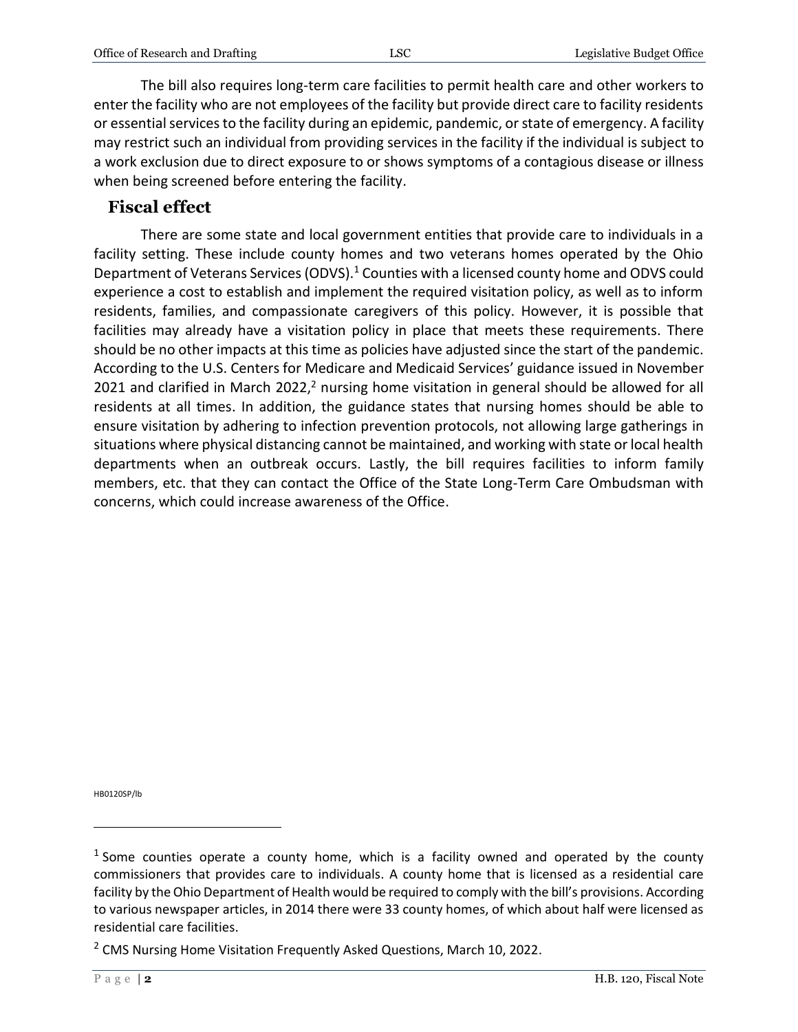The bill also requires long-term care facilities to permit health care and other workers to enter the facility who are not employees of the facility but provide direct care to facility residents or essential services to the facility during an epidemic, pandemic, or state of emergency. A facility may restrict such an individual from providing services in the facility if the individual is subject to a work exclusion due to direct exposure to or shows symptoms of a contagious disease or illness when being screened before entering the facility.

## Fiscal effect

There are some state and local government entities that provide care to individuals in a facility setting. These include county homes and two veterans homes operated by the Ohio Department of Veterans Services (ODVS).[1] Counties with a licensed county home and ODVS could experience a cost to establish and implement the required visitation policy, as well as to inform residents, families, and compassionate caregivers of this policy. However, it is possible that facilities may already have a visitation policy in place that meets these requirements. There should be no other impacts at this time as policies have adjusted since the start of the pandemic. According to the U.S. Centers for Medicare and Medicaid Services' guidance issued in November 2021 and clarified in March 2022,[2] nursing home visitation in general should be allowed for all residents at all times. In addition, the guidance states that nursing homes should be able to ensure visitation by adhering to infection prevention protocols, not allowing large gatherings in situations where physical distancing cannot be maintained, and working with state or local health departments when an outbreak occurs. Lastly, the bill requires facilities to inform family members, etc. that they can contact the Office of the State Long-Term Care Ombudsman with concerns, which could increase awareness of the Office.

HB0120SP/lb

[1] Some counties operate a county home, which is a facility owned and operated by the county commissioners that provides care to individuals. A county home that is licensed as a residential care facility by the Ohio Department of Health would be required to comply with the bill's provisions. According to various newspaper articles, in 2014 there were 33 county homes, of which about half were licensed as residential care facilities.

[2] CMS Nursing Home Visitation Frequently Asked Questions, March 10, 2022.